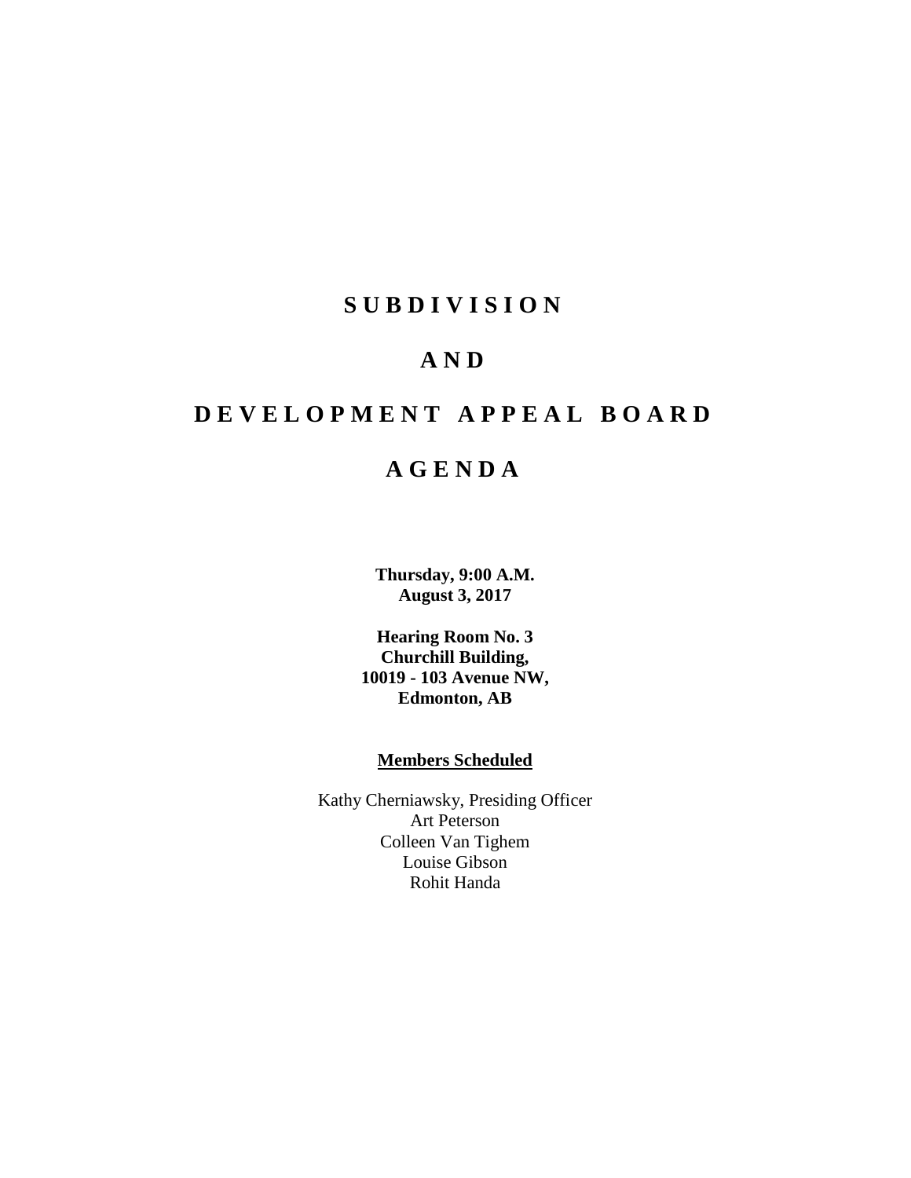# S U B D I V I S I O N

# A N D

# D E V E L O P M E N T A P P E A L B O A R D

# A G E N D A

**Thursday, 9:00 A.M.**
**August 3, 2017**

**Hearing Room No. 3**
**Churchill Building,**
**10019 - 103 Avenue NW,**
**Edmonton, AB**

**Members Scheduled**

Kathy Cherniawsky, Presiding Officer
Art Peterson
Colleen Van Tighem
Louise Gibson
Rohit Handa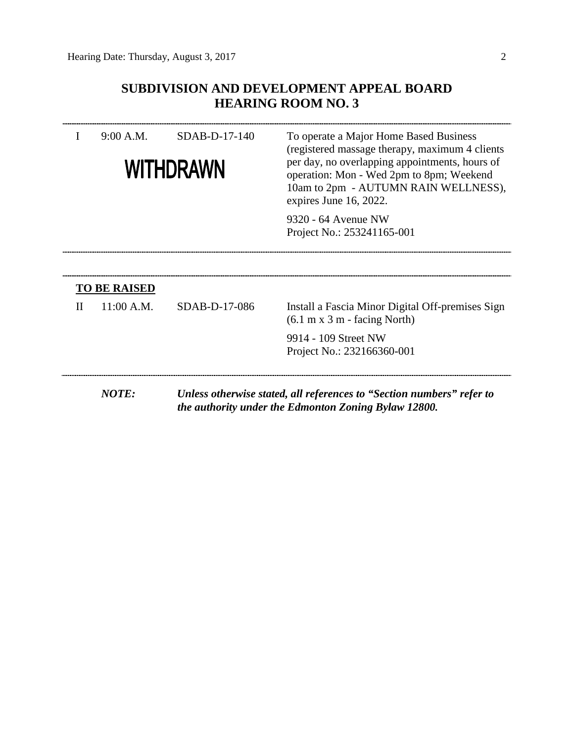# SUBDIVISION AND DEVELOPMENT APPEAL BOARD
# HEARING ROOM NO. 3

| | | | |
|---|---|---|---|
| I | 9:00 A.M. | SDAB-D-17-140 **WITHDRAWN** | To operate a Major Home Based Business (registered massage therapy, maximum 4 clients per day, no overlapping appointments, hours of operation: Mon - Wed 2pm to 8pm; Weekend 10am to 2pm - AUTUMN RAIN WELLNESS), expires June 16, 2022.<br><br>9320 - 64 Avenue NW<br>Project No.: 253241165-001 |

**TO BE RAISED**

| | | | |
|---|---|---|---|
| II | 11:00 A.M. | SDAB-D-17-086 | Install a Fascia Minor Digital Off-premises Sign (6.1 m x 3 m - facing North)<br><br>9914 - 109 Street NW<br>Project No.: 232166360-001 |

***NOTE:*** ***Unless otherwise stated, all references to "Section numbers" refer to the authority under the Edmonton Zoning Bylaw 12800.***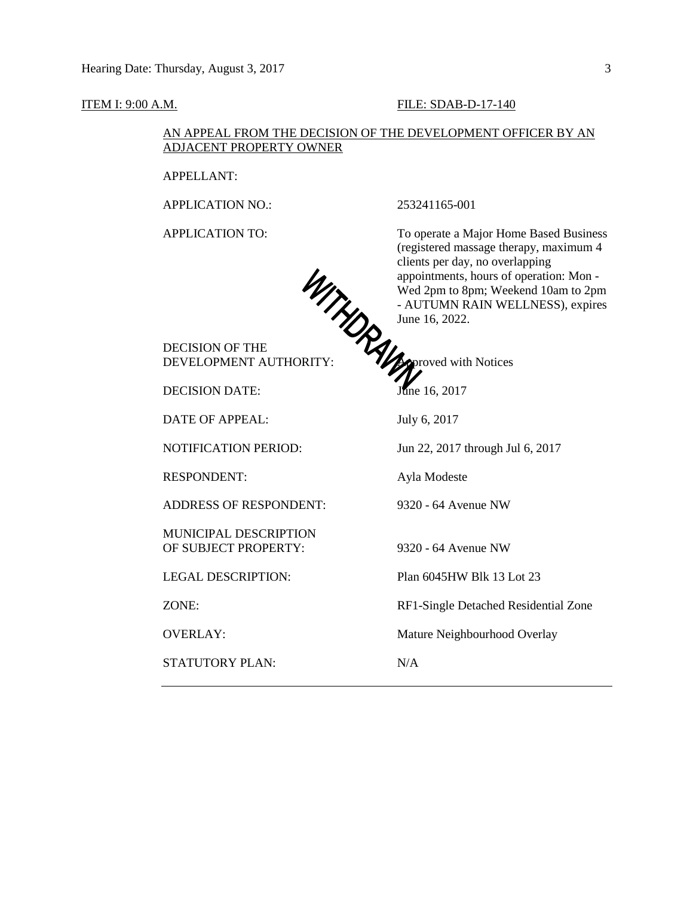ITEM I: 9:00 A.M. FILE: SDAB-D-17-140

AN APPEAL FROM THE DECISION OF THE DEVELOPMENT OFFICER BY AN ADJACENT PROPERTY OWNER

WITHDRAWN

| | |
|---|---|
| APPELLANT: | |
| APPLICATION NO.: | 253241165-001 |
| APPLICATION TO: | To operate a Major Home Based Business (registered massage therapy, maximum 4 clients per day, no overlapping appointments, hours of operation: Mon - Wed 2pm to 8pm; Weekend 10am to 2pm - AUTUMN RAIN WELLNESS), expires June 16, 2022. |
| DECISION OF THE DEVELOPMENT AUTHORITY: | Approved with Notices |
| DECISION DATE: | June 16, 2017 |
| DATE OF APPEAL: | July 6, 2017 |
| NOTIFICATION PERIOD: | Jun 22, 2017 through Jul 6, 2017 |
| RESPONDENT: | Ayla Modeste |
| ADDRESS OF RESPONDENT: | 9320 - 64 Avenue NW |
| MUNICIPAL DESCRIPTION OF SUBJECT PROPERTY: | 9320 - 64 Avenue NW |
| LEGAL DESCRIPTION: | Plan 6045HW Blk 13 Lot 23 |
| ZONE: | RF1-Single Detached Residential Zone |
| OVERLAY: | Mature Neighbourhood Overlay |
| STATUTORY PLAN: | N/A |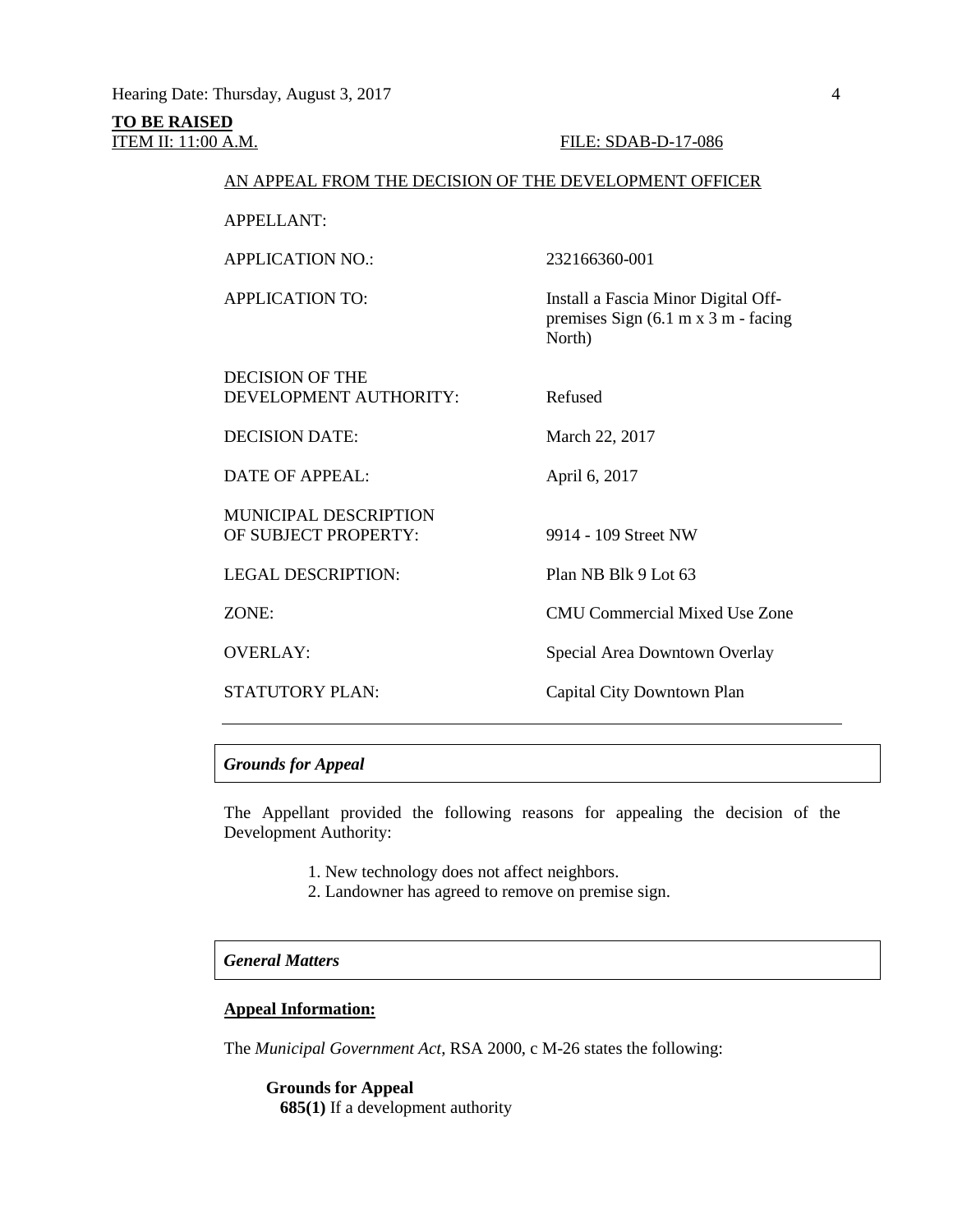**TO BE RAISED**
ITEM II: 11:00 A.M. FILE: SDAB-D-17-086

AN APPEAL FROM THE DECISION OF THE DEVELOPMENT OFFICER

| | |
|---|---|
| APPELLANT: | |
| APPLICATION NO.: | 232166360-001 |
| APPLICATION TO: | Install a Fascia Minor Digital Off-premises Sign (6.1 m x 3 m - facing North) |
| DECISION OF THE DEVELOPMENT AUTHORITY: | Refused |
| DECISION DATE: | March 22, 2017 |
| DATE OF APPEAL: | April 6, 2017 |
| MUNICIPAL DESCRIPTION OF SUBJECT PROPERTY: | 9914 - 109 Street NW |
| LEGAL DESCRIPTION: | Plan NB Blk 9 Lot 63 |
| ZONE: | CMU Commercial Mixed Use Zone |
| OVERLAY: | Special Area Downtown Overlay |
| STATUTORY PLAN: | Capital City Downtown Plan |

---

***Grounds for Appeal***

The Appellant provided the following reasons for appealing the decision of the Development Authority:

1. New technology does not affect neighbors.
2. Landowner has agreed to remove on premise sign.

***General Matters***

**Appeal Information:**

The *Municipal Government Act*, RSA 2000, c M-26 states the following:

**Grounds for Appeal**
**685(1)** If a development authority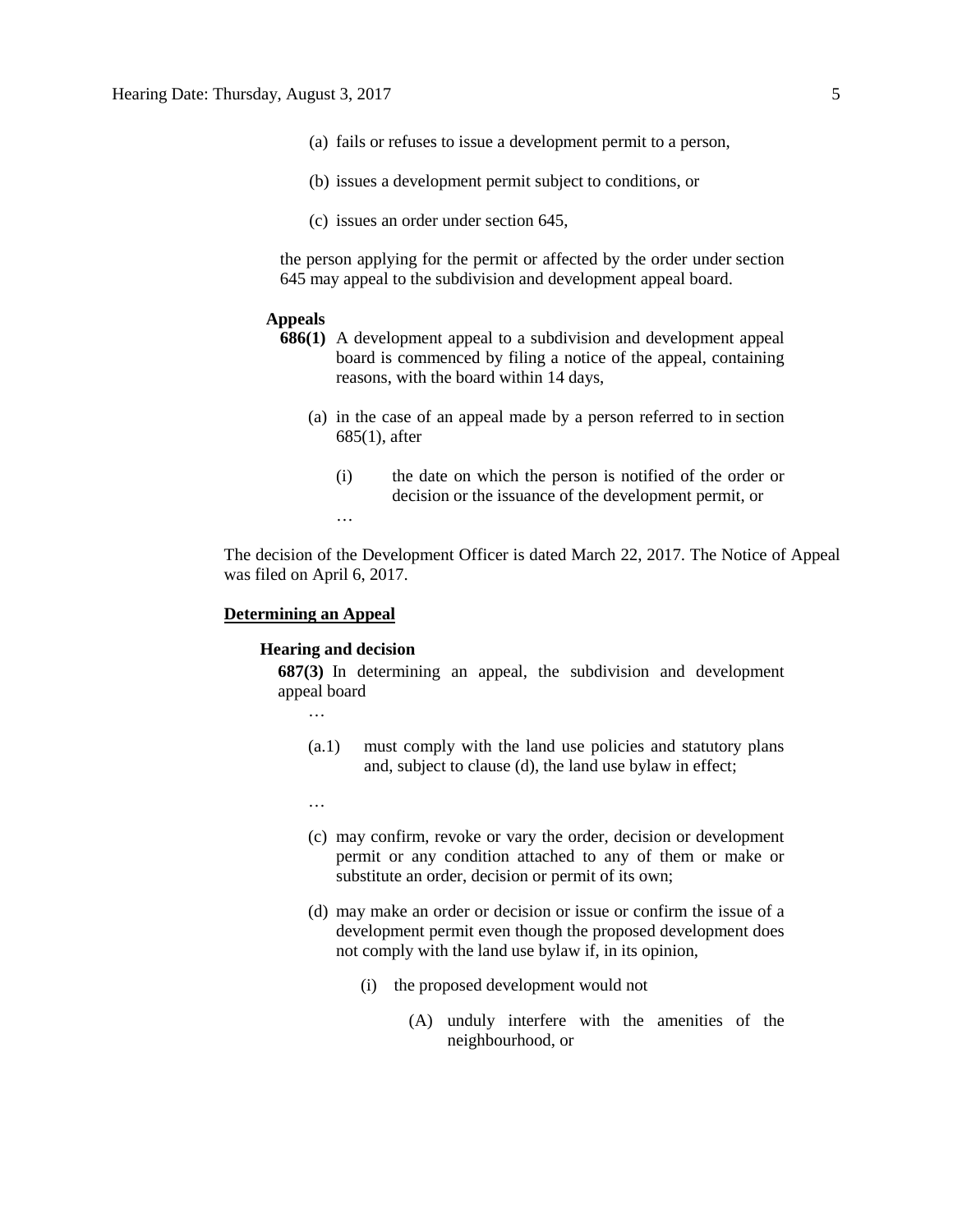(a) fails or refuses to issue a development permit to a person,

(b) issues a development permit subject to conditions, or

(c) issues an order under section 645,

the person applying for the permit or affected by the order under section 645 may appeal to the subdivision and development appeal board.

**Appeals**

**686(1)** A development appeal to a subdivision and development appeal board is commenced by filing a notice of the appeal, containing reasons, with the board within 14 days,

(a) in the case of an appeal made by a person referred to in section 685(1), after

(i) the date on which the person is notified of the order or decision or the issuance of the development permit, or

…

The decision of the Development Officer is dated March 22, 2017. The Notice of Appeal was filed on April 6, 2017.

**<u>Determining an Appeal</u>**

**Hearing and decision**

**687(3)** In determining an appeal, the subdivision and development appeal board

…

(a.1) must comply with the land use policies and statutory plans and, subject to clause (d), the land use bylaw in effect;

…

(c) may confirm, revoke or vary the order, decision or development permit or any condition attached to any of them or make or substitute an order, decision or permit of its own;

(d) may make an order or decision or issue or confirm the issue of a development permit even though the proposed development does not comply with the land use bylaw if, in its opinion,

(i) the proposed development would not

(A) unduly interfere with the amenities of the neighbourhood, or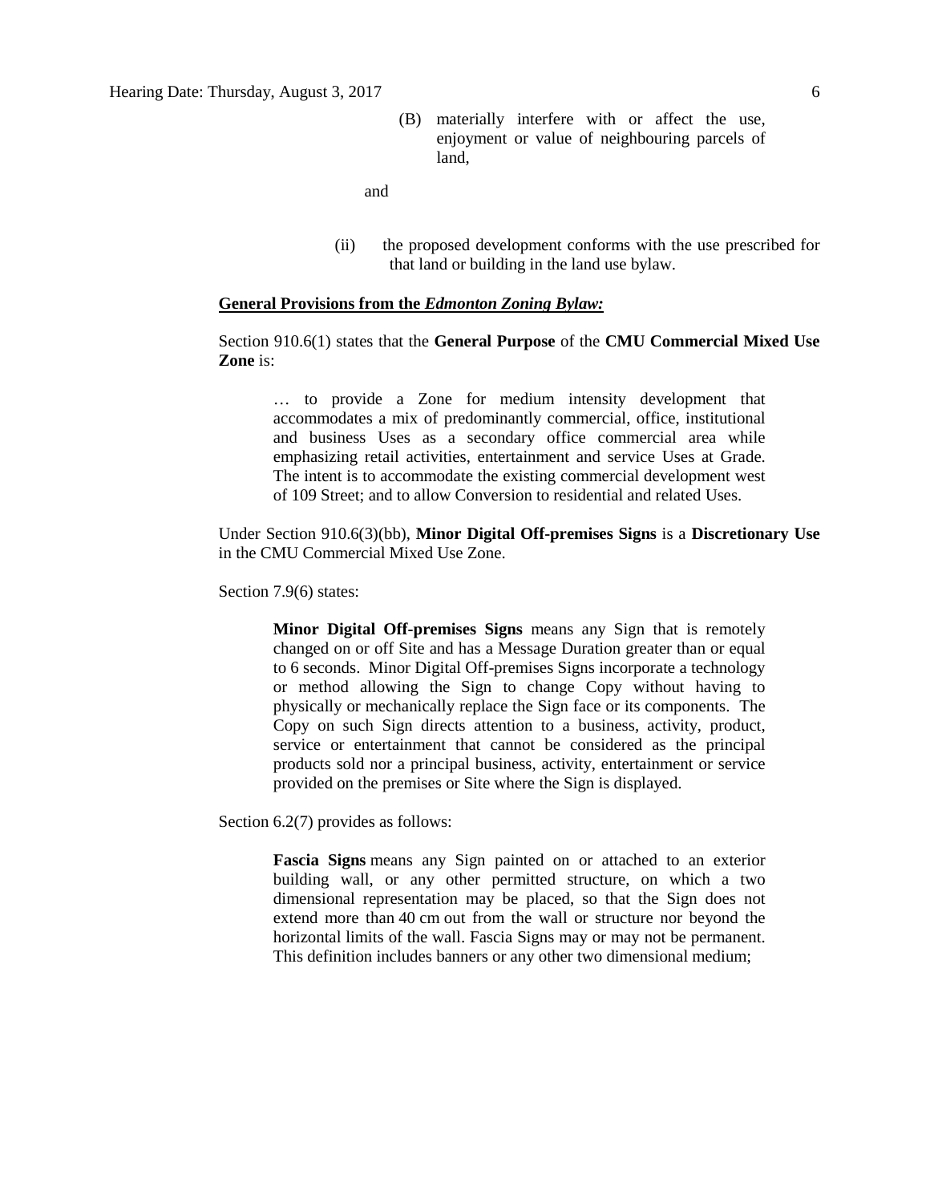(B) materially interfere with or affect the use, enjoyment or value of neighbouring parcels of land,

and

(ii) the proposed development conforms with the use prescribed for that land or building in the land use bylaw.

**General Provisions from the *Edmonton Zoning Bylaw:***

Section 910.6(1) states that the **General Purpose** of the **CMU Commercial Mixed Use Zone** is:

> … to provide a Zone for medium intensity development that accommodates a mix of predominantly commercial, office, institutional and business Uses as a secondary office commercial area while emphasizing retail activities, entertainment and service Uses at Grade. The intent is to accommodate the existing commercial development west of 109 Street; and to allow Conversion to residential and related Uses.

Under Section 910.6(3)(bb), **Minor Digital Off-premises Signs** is a **Discretionary Use** in the CMU Commercial Mixed Use Zone.

Section 7.9(6) states:

> **Minor Digital Off-premises Signs** means any Sign that is remotely changed on or off Site and has a Message Duration greater than or equal to 6 seconds. Minor Digital Off-premises Signs incorporate a technology or method allowing the Sign to change Copy without having to physically or mechanically replace the Sign face or its components. The Copy on such Sign directs attention to a business, activity, product, service or entertainment that cannot be considered as the principal products sold nor a principal business, activity, entertainment or service provided on the premises or Site where the Sign is displayed.

Section 6.2(7) provides as follows:

> **Fascia Signs** means any Sign painted on or attached to an exterior building wall, or any other permitted structure, on which a two dimensional representation may be placed, so that the Sign does not extend more than 40 cm out from the wall or structure nor beyond the horizontal limits of the wall. Fascia Signs may or may not be permanent. This definition includes banners or any other two dimensional medium;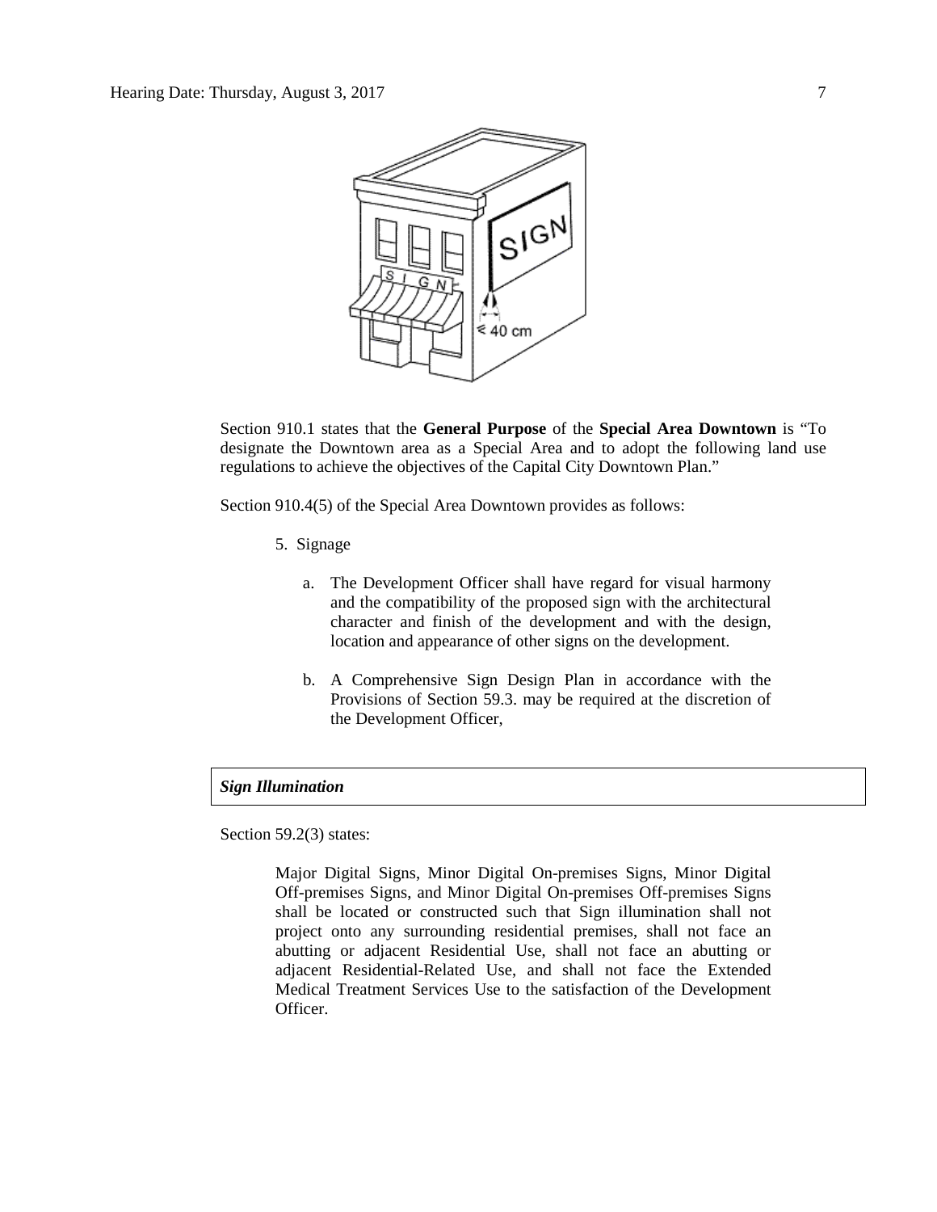Section 910.1 states that the **General Purpose** of the **Special Area Downtown** is "To designate the Downtown area as a Special Area and to adopt the following land use regulations to achieve the objectives of the Capital City Downtown Plan."

Section 910.4(5) of the Special Area Downtown provides as follows:

5. Signage

   a. The Development Officer shall have regard for visual harmony and the compatibility of the proposed sign with the architectural character and finish of the development and with the design, location and appearance of other signs on the development.

   b. A Comprehensive Sign Design Plan in accordance with the Provisions of Section 59.3. may be required at the discretion of the Development Officer,

***Sign Illumination***

Section 59.2(3) states:

> Major Digital Signs, Minor Digital On-premises Signs, Minor Digital Off-premises Signs, and Minor Digital On-premises Off-premises Signs shall be located or constructed such that Sign illumination shall not project onto any surrounding residential premises, shall not face an abutting or adjacent Residential Use, shall not face an abutting or adjacent Residential-Related Use, and shall not face the Extended Medical Treatment Services Use to the satisfaction of the Development Officer.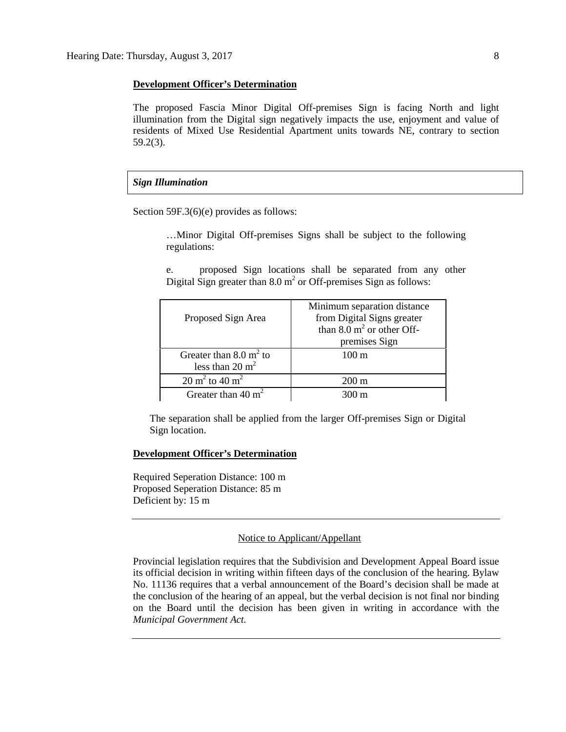**Development Officer's Determination**

The proposed Fascia Minor Digital Off-premises Sign is facing North and light illumination from the Digital sign negatively impacts the use, enjoyment and value of residents of Mixed Use Residential Apartment units towards NE, contrary to section 59.2(3).

***Sign Illumination***

Section 59F.3(6)(e) provides as follows:

> …Minor Digital Off-premises Signs shall be subject to the following regulations:
>
> e. proposed Sign locations shall be separated from any other Digital Sign greater than 8.0 $m^2$ or Off-premises Sign as follows:

| Proposed Sign Area | Minimum separation distance from Digital Signs greater than 8.0 $m^2$ or other Off-premises Sign |
|---|---|
| Greater than 8.0 $m^2$ to less than 20 $m^2$ | 100 m |
| 20 $m^2$ to 40 $m^2$ | 200 m |
| Greater than 40 $m^2$ | 300 m |

> The separation shall be applied from the larger Off-premises Sign or Digital Sign location.

**Development Officer's Determination**

Required Seperation Distance: 100 m
Proposed Seperation Distance: 85 m
Deficient by: 15 m

---

Notice to Applicant/Appellant

Provincial legislation requires that the Subdivision and Development Appeal Board issue its official decision in writing within fifteen days of the conclusion of the hearing. Bylaw No. 11136 requires that a verbal announcement of the Board's decision shall be made at the conclusion of the hearing of an appeal, but the verbal decision is not final nor binding on the Board until the decision has been given in writing in accordance with the *Municipal Government Act.*

---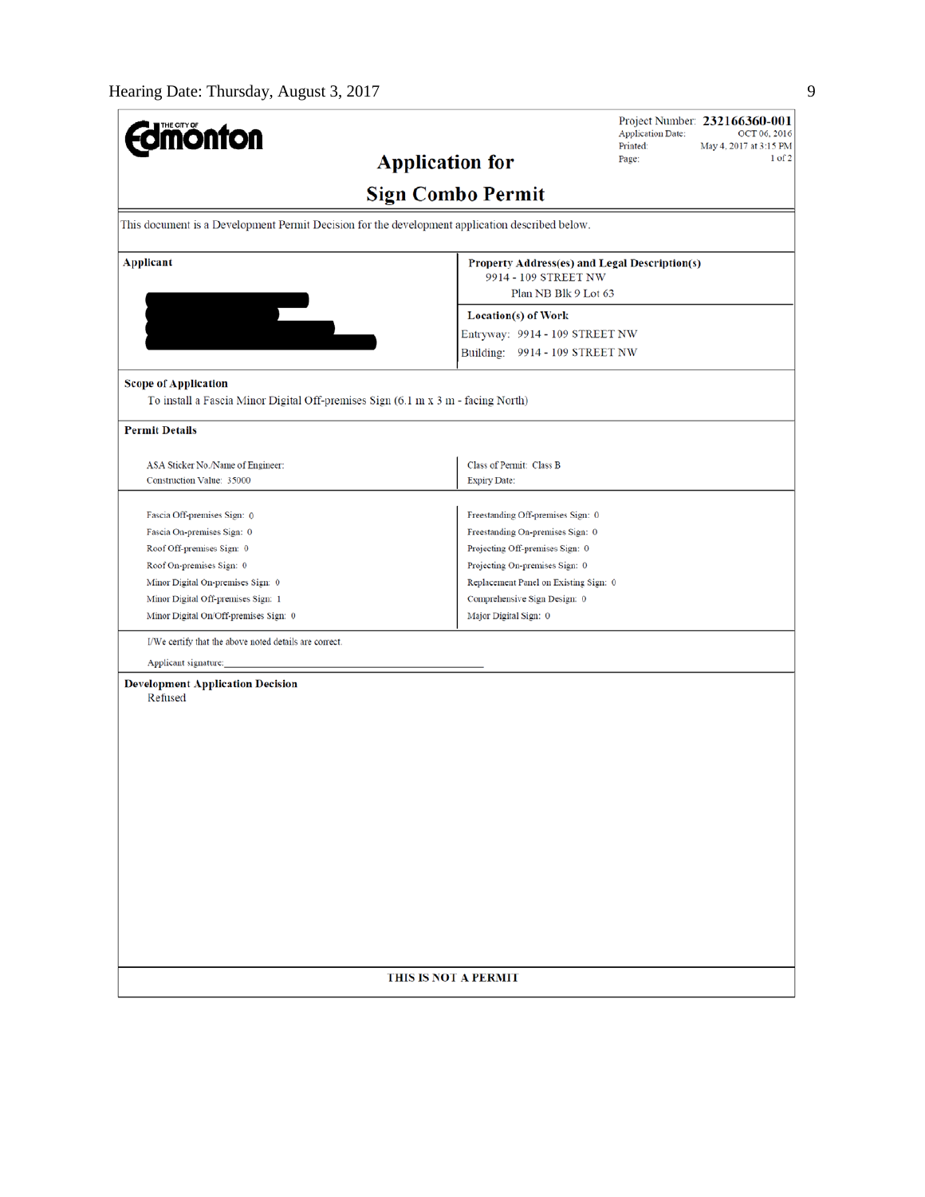**Project Number:** 232166360-001
**Application Date:** OCT 06, 2016
**Printed:** May 4, 2017 at 3:15 PM

# Application for

# Sign Combo Permit

This document is a Development Permit Decision for the development application described below.

| Applicant | Property Address(es) and Legal Description(s) |
|---|---|
| | 9914 - 109 STREET NW<br>Plan NB Blk 9 Lot 63 |
| | **Location(s) of Work**<br>Entryway: 9914 - 109 STREET NW<br>Building: 9914 - 109 STREET NW |

**Scope of Application**

To install a Fascia Minor Digital Off-premises Sign (6.1 m x 3 m - facing North)

**Permit Details**

| | |
|---|---|
| ASA Sticker No./Name of Engineer: | Class of Permit: Class B |
| Construction Value: 35000 | Expiry Date: |

| | |
|---|---|
| Fascia Off-premises Sign: 0 | Freestanding Off-premises Sign: 0 |
| Fascia On-premises Sign: 0 | Freestanding On-premises Sign: 0 |
| Roof Off-premises Sign: 0 | Projecting Off-premises Sign: 0 |
| Roof On-premises Sign: 0 | Projecting On-premises Sign: 0 |
| Minor Digital On-premises Sign: 0 | Replacement Panel on Existing Sign: 0 |
| Minor Digital Off-premises Sign: 1 | Comprehensive Sign Design: 0 |
| Minor Digital On/Off-premises Sign: 0 | Major Digital Sign: 0 |

I/We certify that the above noted details are correct.

Applicant signature:_______________________________

**Development Application Decision**

Refused

**THIS IS NOT A PERMIT**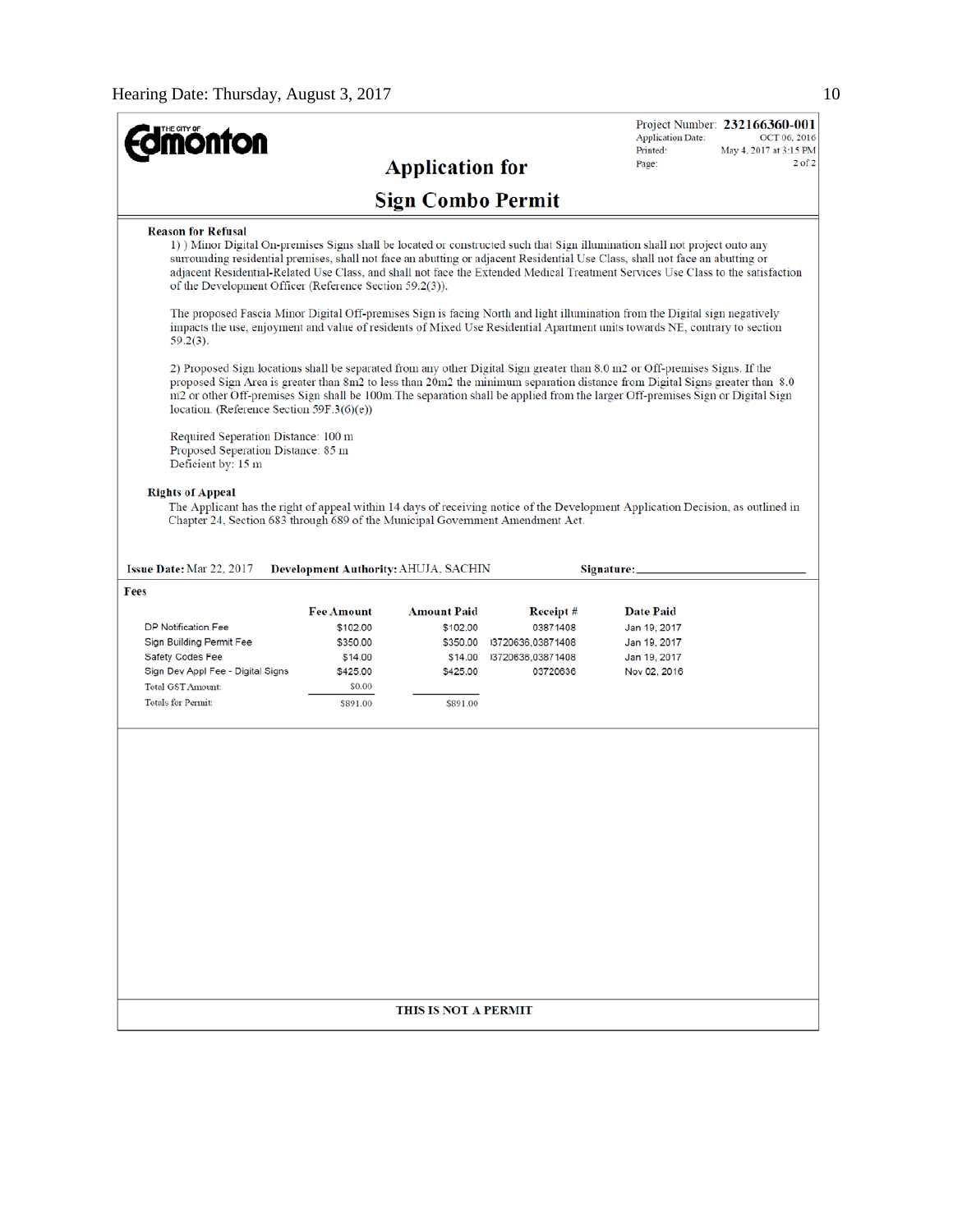Project Number: **232166360-001**
Application Date: OCT 06, 2016
Printed: May 4, 2017 at 3:15 PM
Page: 2 of 2

THE CITY OF Edmonton

# Application for

# Sign Combo Permit

**Reason for Refusal**

1) ) Minor Digital On-premises Signs shall be located or constructed such that Sign illumination shall not project onto any surrounding residential premises, shall not face an abutting or adjacent Residential Use Class, shall not face an abutting or adjacent Residential-Related Use Class, and shall not face the Extended Medical Treatment Services Use Class to the satisfaction of the Development Officer (Reference Section 59.2(3)).

The proposed Fascia Minor Digital Off-premises Sign is facing North and light illumination from the Digital sign negatively impacts the use, enjoyment and value of residents of Mixed Use Residential Apartment units towards NE, contrary to section 59.2(3).

2) Proposed Sign locations shall be separated from any other Digital Sign greater than 8.0 m2 or Off-premises Signs. If the proposed Sign Area is greater than 8m2 to less than 20m2 the minimum separation distance from Digital Signs greater than 8.0 m2 or other Off-premises Sign shall be 100m.The separation shall be applied from the larger Off-premises Sign or Digital Sign location. (Reference Section 59F.3(6)(e))

Required Seperation Distance: 100 m
Proposed Seperation Distance: 85 m
Deficient by: 15 m

**Rights of Appeal**

The Applicant has the right of appeal within 14 days of receiving notice of the Development Application Decision, as outlined in Chapter 24, Section 683 through 689 of the Municipal Government Amendment Act.

**Issue Date:** Mar 22, 2017 **Development Authority:** AHUJA, SACHIN **Signature:** ____________________

**Fees**

| | Fee Amount | Amount Paid | Receipt # | Date Paid |
|---|---|---|---|---|
| DP Notification Fee | $102.00 | $102.00 | 03871408 | Jan 19, 2017 |
| Sign Building Permit Fee | $350.00 | $350.00 | 03720636,03871408 | Jan 19, 2017 |
| Safety Codes Fee | $14.00 | $14.00 | 03720636,03871408 | Jan 19, 2017 |
| Sign Dev Appl Fee - Digital Signs | $425.00 | $425.00 | 03720636 | Nov 02, 2016 |
| Total GST Amount: | $0.00 | | | |
| Totals for Permit: | $891.00 | $891.00 | | |

**THIS IS NOT A PERMIT**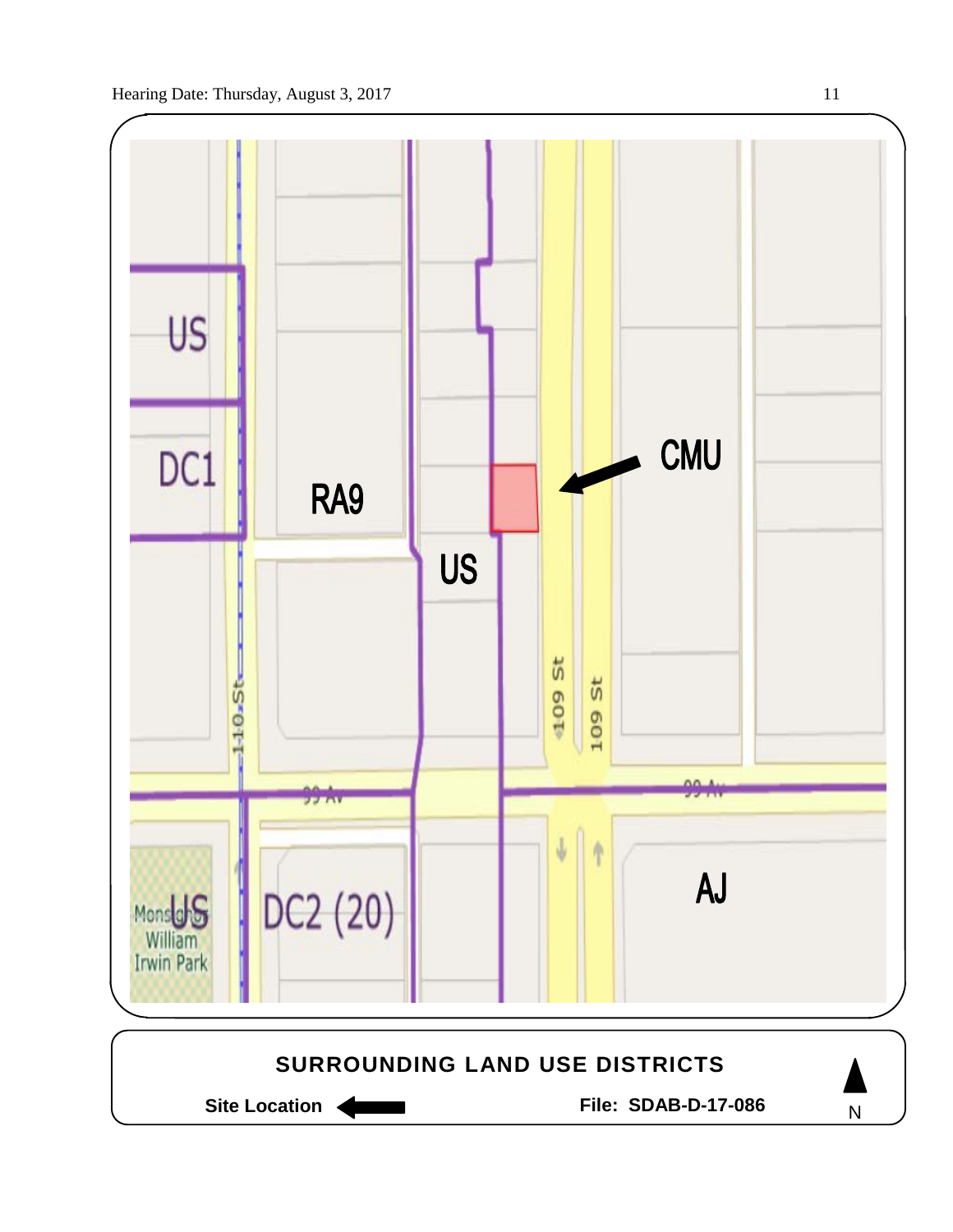US

DC1

RA9

CMU

US

110 St

109 St

109 St

99 Av

99 Av

AJ

Monsignor William Irwin Park

US

DC2 (20)

**SURROUNDING LAND USE DISTRICTS**

**Site Location**

**File: SDAB-D-17-086**

N